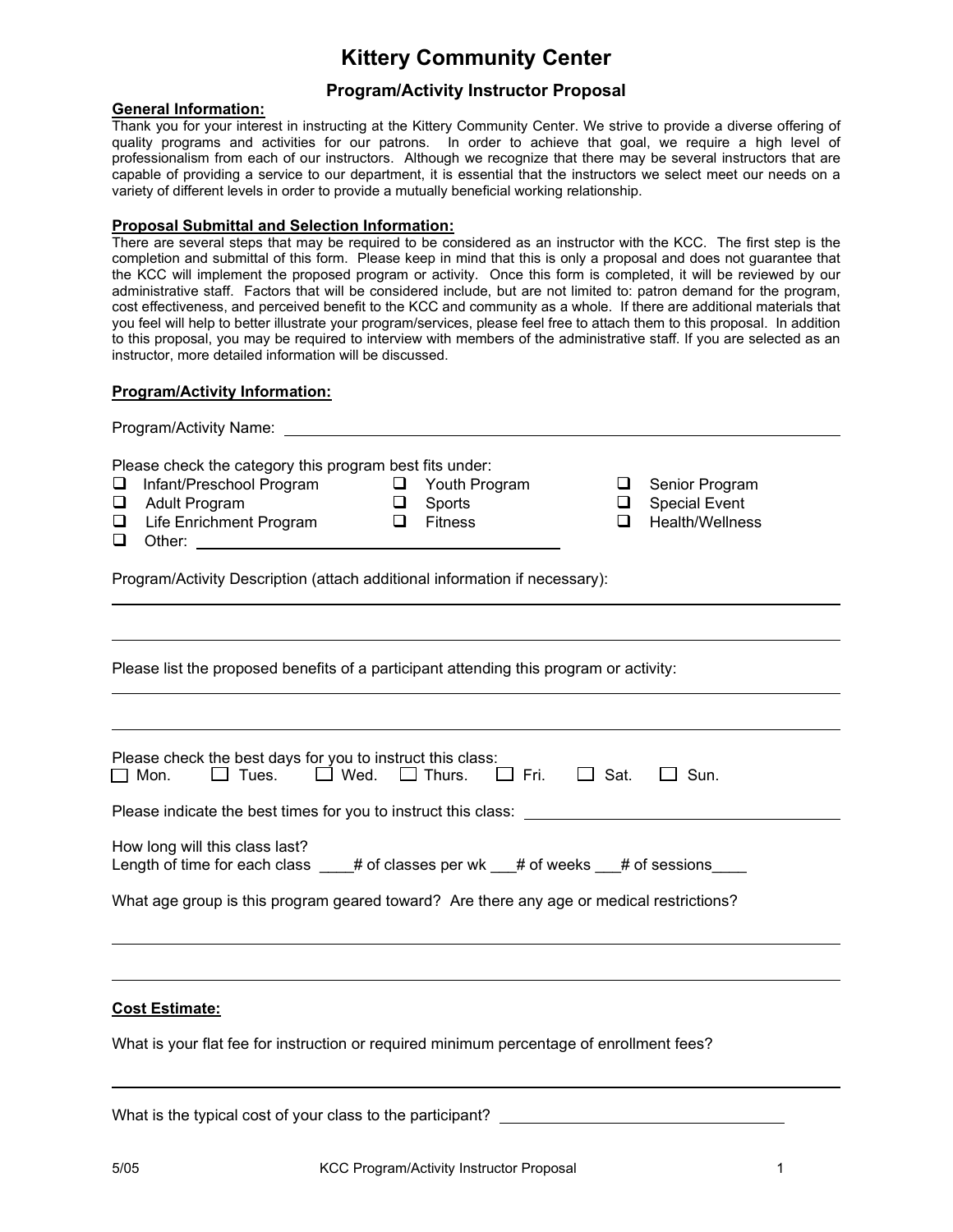# Kittery Community Center

## Program/Activity Instructor Proposal

**General Information:**

Thank you for your interest in instructing at the Kittery Community Center. We strive to provide a diverse offering of quality programs and activities for our patrons. In order to achieve that goal, we require a high level of professionalism from each of our instructors. Although we recognize that there may be several instructors that are capable of providing a service to our department, it is essential that the instructors we select meet our needs on a variety of different levels in order to provide a mutually beneficial working relationship.

**Proposal Submittal and Selection Information:**

There are several steps that may be required to be considered as an instructor with the KCC. The first step is the completion and submittal of this form. Please keep in mind that this is only a proposal and does not guarantee that the KCC will implement the proposed program or activity. Once this form is completed, it will be reviewed by our administrative staff. Factors that will be considered include, but are not limited to: patron demand for the program, cost effectiveness, and perceived benefit to the KCC and community as a whole. If there are additional materials that you feel will help to better illustrate your program/services, please feel free to attach them to this proposal. In addition to this proposal, you may be required to interview with members of the administrative staff. If you are selected as an instructor, more detailed information will be discussed.

**Program/Activity Information:**

Program/Activity Name: ____________________________________________

Please check the category this program best fits under:

- ☐ Infant/Preschool Program
- ☐ Youth Program
- ☐ Senior Program
- ☐ Adult Program
- ☐ Sports
- ☐ Special Event
- ☐ Life Enrichment Program
- ☐ Fitness
- ☐ Health/Wellness
- ☐ Other: ______________________________

Program/Activity Description (attach additional information if necessary):

____________________________________________

____________________________________________

Please list the proposed benefits of a participant attending this program or activity:

____________________________________________

____________________________________________

Please check the best days for you to instruct this class:

☐ Mon. ☐ Tues. ☐ Wed. ☐ Thurs. ☐ Fri. ☐ Sat. ☐ Sun.

Please indicate the best times for you to instruct this class: ______________________________

How long will this class last?

Length of time for each class ____# of classes per wk ___# of weeks ___# of sessions____

What age group is this program geared toward? Are there any age or medical restrictions?

____________________________________________

____________________________________________

**Cost Estimate:**

What is your flat fee for instruction or required minimum percentage of enrollment fees?

____________________________________________

What is the typical cost of your class to the participant? ______________________________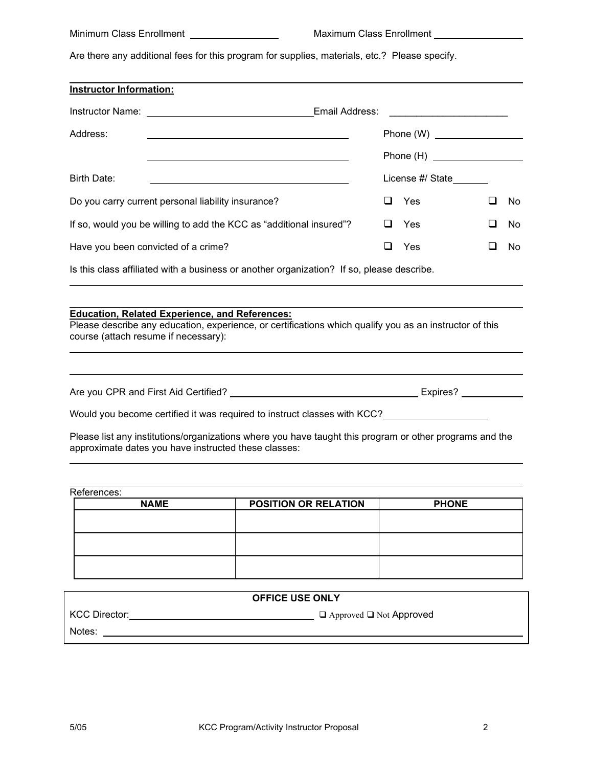Minimum Class Enrollment \_\_\_\_\_\_\_\_\_\_\_\_\_\_\_\_ Maximum Class Enrollment \_\_\_\_\_\_\_\_\_\_\_\_\_\_\_\_

Are there any additional fees for this program for supplies, materials, etc.? Please specify.

---

**Instructor Information:**

Instructor Name: \_\_\_\_\_\_\_\_\_\_\_\_\_\_\_\_\_\_\_\_\_\_\_\_\_\_\_\_\_\_ Email Address: \_\_\_\_\_\_\_\_\_\_\_\_\_\_\_\_\_\_\_\_\_\_

Address: \_\_\_\_\_\_\_\_\_\_\_\_\_\_\_\_\_\_\_\_\_\_\_\_\_\_\_\_\_\_\_\_\_\_\_\_\_\_ Phone (W) \_\_\_\_\_\_\_\_\_\_\_\_\_\_\_\_

\_\_\_\_\_\_\_\_\_\_\_\_\_\_\_\_\_\_\_\_\_\_\_\_\_\_\_\_\_\_\_\_\_\_\_\_\_\_ Phone (H) \_\_\_\_\_\_\_\_\_\_\_\_\_\_\_\_

Birth Date: \_\_\_\_\_\_\_\_\_\_\_\_\_\_\_\_\_\_\_\_\_\_\_\_\_\_\_\_\_\_\_\_\_\_\_\_\_\_ License #/ State\_\_\_\_\_\_\_

Do you carry current personal liability insurance? ❑ Yes ❑ No

If so, would you be willing to add the KCC as "additional insured"? ❑ Yes ❑ No

Have you been convicted of a crime? ❑ Yes ❑ No

Is this class affiliated with a business or another organization? If so, please describe.

---

**Education, Related Experience, and References:**

Please describe any education, experience, or certifications which qualify you as an instructor of this course (attach resume if necessary):

---

Are you CPR and First Aid Certified? \_\_\_\_\_\_\_\_\_\_\_\_\_\_\_\_\_\_\_\_\_\_\_\_\_\_\_\_\_\_\_\_\_\_\_\_ Expires? \_\_\_\_\_\_\_\_\_\_\_\_

Would you become certified it was required to instruct classes with KCC?\_\_\_\_\_\_\_\_\_\_\_\_\_\_\_\_\_\_\_\_

Please list any institutions/organizations where you have taught this program or other programs and the approximate dates you have instructed these classes:

---

References:

| NAME | POSITION OR RELATION | PHONE |
|---|---|---|
| | | |
| | | |
| | | |

**OFFICE USE ONLY**

KCC Director: \_\_\_\_\_\_\_\_\_\_\_\_\_\_\_\_\_\_\_\_\_\_\_\_\_\_\_\_\_\_\_\_\_\_\_\_ ❑ Approved ❑ Not Approved

Notes: \_\_\_\_\_\_\_\_\_\_\_\_\_\_\_\_\_\_\_\_\_\_\_\_\_\_\_\_\_\_\_\_\_\_\_\_\_\_\_\_\_\_\_\_\_\_\_\_\_\_\_\_\_\_\_\_\_\_\_\_\_\_\_\_\_\_\_\_\_\_

5/05 KCC Program/Activity Instructor Proposal